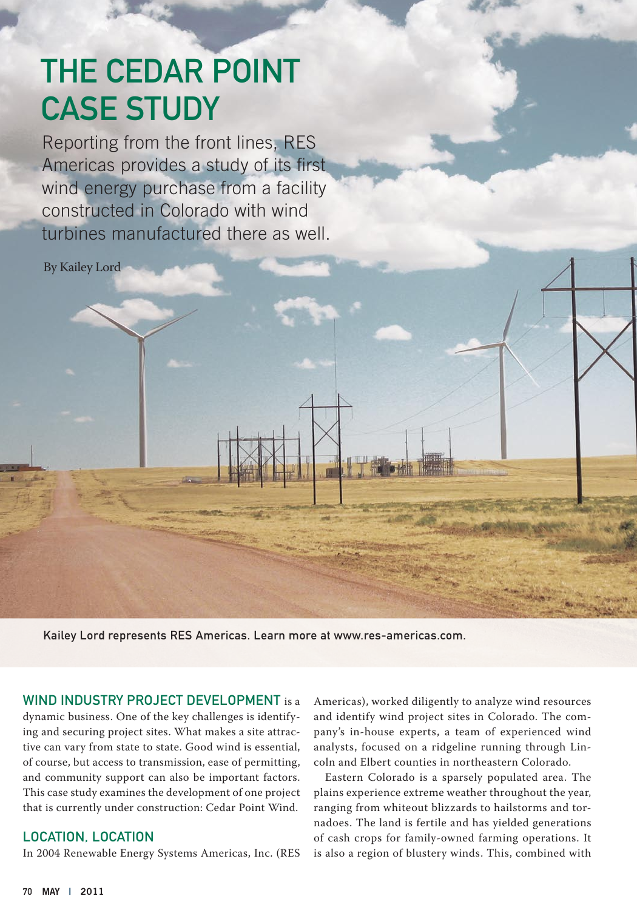# THE CEDAR POINT CASE STUDY

Reporting from the front lines, RES Americas provides a study of its first wind energy purchase from a facility constructed in Colorado with wind turbines manufactured there as well.

By Kailey Lord

Kailey Lord represents RES Americas. Learn more at www.res-americas.com.

**WIND INDUSTRY PROJECT DEVELOPMENT** is a dynamic business. One of the key challenges is identifying and securing project sites. What makes a site attractive can vary from state to state. Good wind is essential, of course, but access to transmission, ease of permitting, and community support can also be important factors. This case study examines the development of one project that is currently under construction: Cedar Point Wind.

## LOCATION, LOCATION

In 2004 Renewable Energy Systems Americas, Inc. (RES Americas), worked diligently to analyze wind resources and identify wind project sites in Colorado. The company's in-house experts, a team of experienced wind analysts, focused on a ridgeline running through Lincoln and Elbert counties in northeastern Colorado.

Eastern Colorado is a sparsely populated area. The plains experience extreme weather throughout the year, ranging from whiteout blizzards to hailstorms and tornadoes. The land is fertile and has yielded generations of cash crops for family-owned farming operations. It is also a region of blustery winds. This, combined with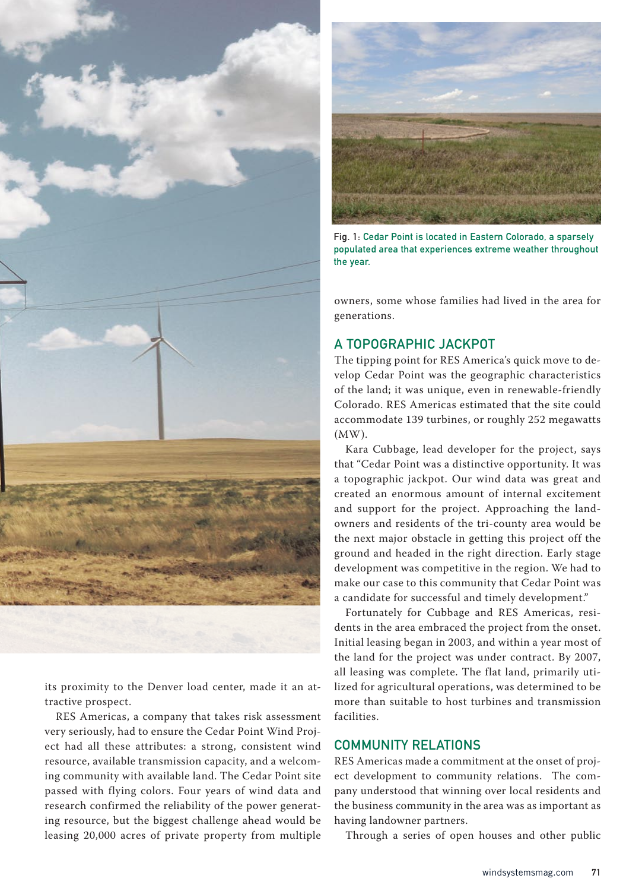Fig. 1: Cedar Point is located in Eastern Colorado, a sparsely populated area that experiences extreme weather throughout the year.

its proximity to the Denver load center, made it an attractive prospect.

RES Americas, a company that takes risk assessment very seriously, had to ensure the Cedar Point Wind Project had all these attributes: a strong, consistent wind resource, available transmission capacity, and a welcoming community with available land. The Cedar Point site passed with flying colors. Four years of wind data and research confirmed the reliability of the power generating resource, but the biggest challenge ahead would be leasing 20,000 acres of private property from multiple owners, some whose families had lived in the area for generations.

## A TOPOGRAPHIC JACKPOT

The tipping point for RES America's quick move to develop Cedar Point was the geographic characteristics of the land; it was unique, even in renewable-friendly Colorado. RES Americas estimated that the site could accommodate 139 turbines, or roughly 252 megawatts (MW).

Kara Cubbage, lead developer for the project, says that "Cedar Point was a distinctive opportunity. It was a topographic jackpot. Our wind data was great and created an enormous amount of internal excitement and support for the project. Approaching the landowners and residents of the tri-county area would be the next major obstacle in getting this project off the ground and headed in the right direction. Early stage development was competitive in the region. We had to make our case to this community that Cedar Point was a candidate for successful and timely development."

Fortunately for Cubbage and RES Americas, residents in the area embraced the project from the onset. Initial leasing began in 2003, and within a year most of the land for the project was under contract. By 2007, all leasing was complete. The flat land, primarily utilized for agricultural operations, was determined to be more than suitable to host turbines and transmission facilities.

## COMMUNITY RELATIONS

RES Americas made a commitment at the onset of project development to community relations. The company understood that winning over local residents and the business community in the area was as important as having landowner partners.

Through a series of open houses and other public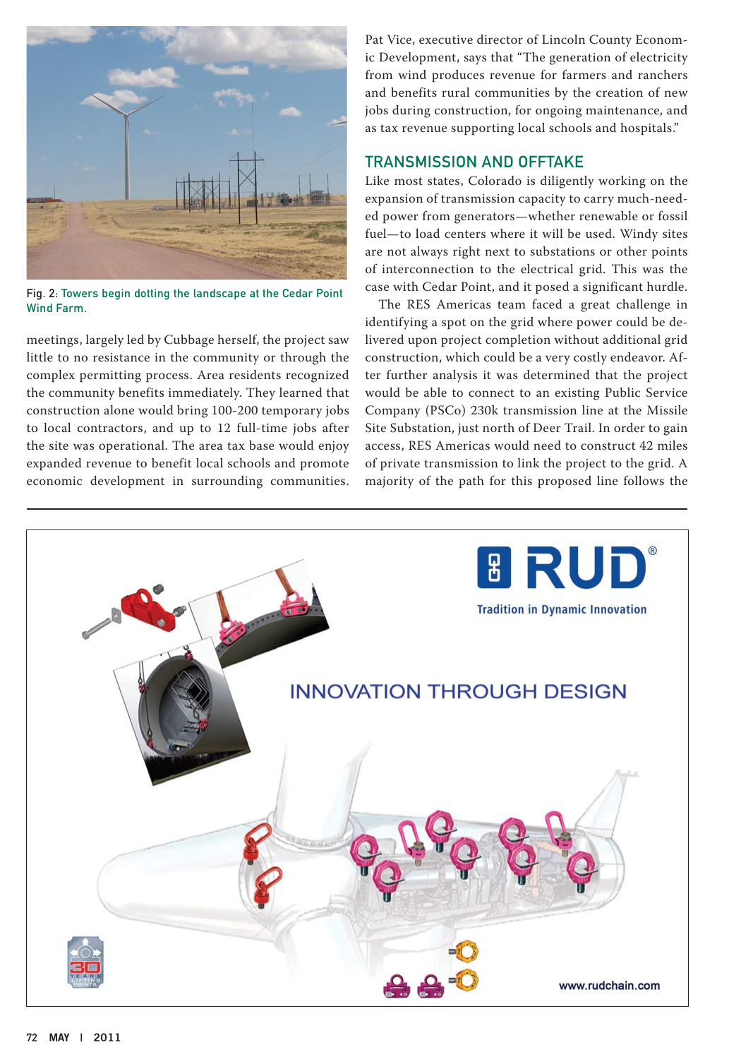Fig. 2: Towers begin dotting the landscape at the Cedar Point Wind Farm.

meetings, largely led by Cubbage herself, the project saw little to no resistance in the community or through the complex permitting process. Area residents recognized the community benefits immediately. They learned that construction alone would bring 100-200 temporary jobs to local contractors, and up to 12 full-time jobs after the site was operational. The area tax base would enjoy expanded revenue to benefit local schools and promote economic development in surrounding communities. Pat Vice, executive director of Lincoln County Economic Development, says that "The generation of electricity from wind produces revenue for farmers and ranchers and benefits rural communities by the creation of new jobs during construction, for ongoing maintenance, and as tax revenue supporting local schools and hospitals."

## TRANSMISSION AND OFFTAKE

Like most states, Colorado is diligently working on the expansion of transmission capacity to carry much-needed power from generators—whether renewable or fossil fuel—to load centers where it will be used. Windy sites are not always right next to substations or other points of interconnection to the electrical grid. This was the case with Cedar Point, and it posed a significant hurdle.

The RES Americas team faced a great challenge in identifying a spot on the grid where power could be delivered upon project completion without additional grid construction, which could be a very costly endeavor. After further analysis it was determined that the project would be able to connect to an existing Public Service Company (PSCo) 230k transmission line at the Missile Site Substation, just north of Deer Trail. In order to gain access, RES Americas would need to construct 42 miles of private transmission to link the project to the grid. A majority of the path for this proposed line follows the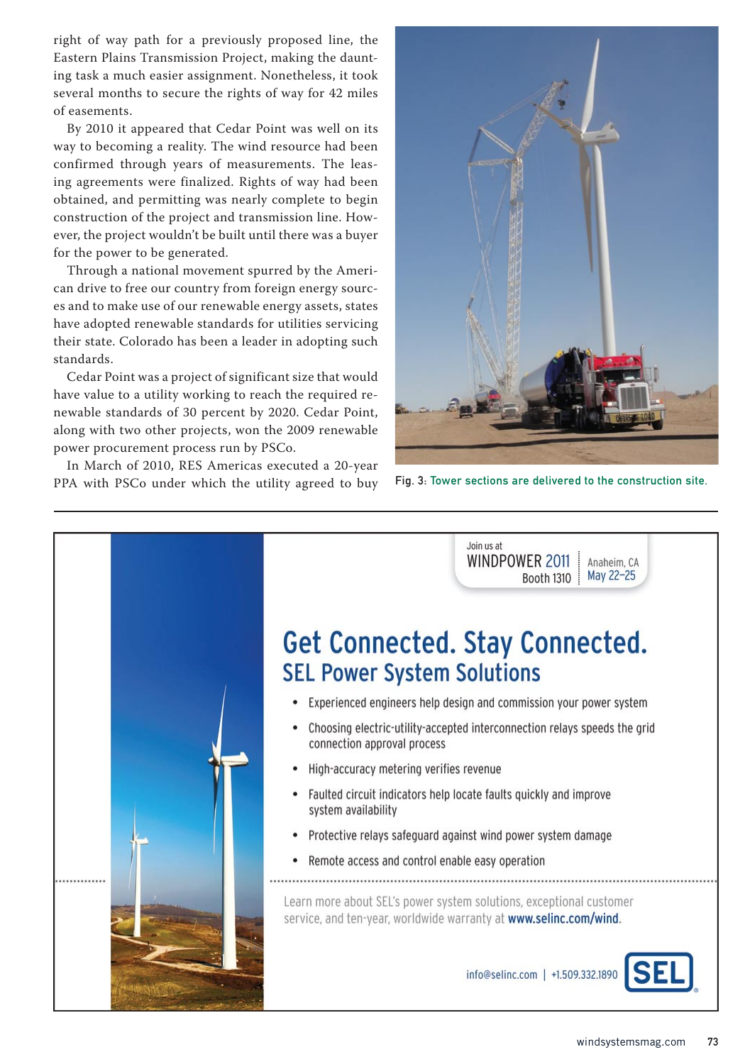right of way path for a previously proposed line, the Eastern Plains Transmission Project, making the daunting task a much easier assignment. Nonetheless, it took several months to secure the rights of way for 42 miles of easements.

By 2010 it appeared that Cedar Point was well on its way to becoming a reality. The wind resource had been confirmed through years of measurements. The leasing agreements were finalized. Rights of way had been obtained, and permitting was nearly complete to begin construction of the project and transmission line. However, the project wouldn't be built until there was a buyer for the power to be generated.

Through a national movement spurred by the American drive to free our country from foreign energy sources and to make use of our renewable energy assets, states have adopted renewable standards for utilities servicing their state. Colorado has been a leader in adopting such standards.

Cedar Point was a project of significant size that would have value to a utility working to reach the required renewable standards of 30 percent by 2020. Cedar Point, along with two other projects, won the 2009 renewable power procurement process run by PSCo.

In March of 2010, RES Americas executed a 20-year PPA with PSCo under which the utility agreed to buy

Fig. 3: Tower sections are delivered to the construction site.

---

Join us at
WINDPOWER 2011
Booth 1310
Anaheim, CA
May 22–25

# Get Connected. Stay Connected.

## SEL Power System Solutions

- Experienced engineers help design and commission your power system
- Choosing electric-utility-accepted interconnection relays speeds the grid connection approval process
- High-accuracy metering verifies revenue
- Faulted circuit indicators help locate faults quickly and improve system availability
- Protective relays safeguard against wind power system damage
- Remote access and control enable easy operation

Learn more about SEL's power system solutions, exceptional customer service, and ten-year, worldwide warranty at **www.selinc.com/wind**.

info@selinc.com | +1.509.332.1890

SEL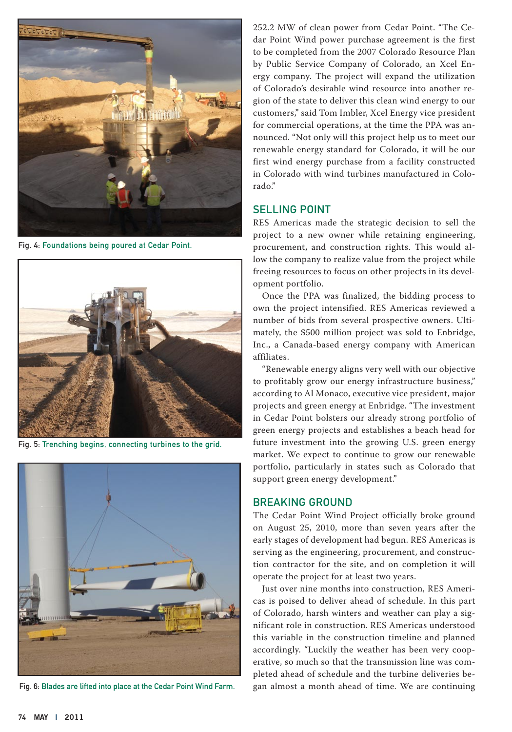Fig. 4: Foundations being poured at Cedar Point.

Fig. 5: Trenching begins, connecting turbines to the grid.

Fig. 6: Blades are lifted into place at the Cedar Point Wind Farm.

252.2 MW of clean power from Cedar Point. "The Cedar Point Wind power purchase agreement is the first to be completed from the 2007 Colorado Resource Plan by Public Service Company of Colorado, an Xcel Energy company. The project will expand the utilization of Colorado's desirable wind resource into another region of the state to deliver this clean wind energy to our customers," said Tom Imbler, Xcel Energy vice president for commercial operations, at the time the PPA was announced. "Not only will this project help us to meet our renewable energy standard for Colorado, it will be our first wind energy purchase from a facility constructed in Colorado with wind turbines manufactured in Colorado."

## SELLING POINT

RES Americas made the strategic decision to sell the project to a new owner while retaining engineering, procurement, and construction rights. This would allow the company to realize value from the project while freeing resources to focus on other projects in its development portfolio.

Once the PPA was finalized, the bidding process to own the project intensified. RES Americas reviewed a number of bids from several prospective owners. Ultimately, the $500 million project was sold to Enbridge, Inc., a Canada-based energy company with American affiliates.

"Renewable energy aligns very well with our objective to profitably grow our energy infrastructure business," according to Al Monaco, executive vice president, major projects and green energy at Enbridge. "The investment in Cedar Point bolsters our already strong portfolio of green energy projects and establishes a beach head for future investment into the growing U.S. green energy market. We expect to continue to grow our renewable portfolio, particularly in states such as Colorado that support green energy development."

## BREAKING GROUND

The Cedar Point Wind Project officially broke ground on August 25, 2010, more than seven years after the early stages of development had begun. RES Americas is serving as the engineering, procurement, and construction contractor for the site, and on completion it will operate the project for at least two years.

Just over nine months into construction, RES Americas is poised to deliver ahead of schedule. In this part of Colorado, harsh winters and weather can play a significant role in construction. RES Americas understood this variable in the construction timeline and planned accordingly. "Luckily the weather has been very cooperative, so much so that the transmission line was completed ahead of schedule and the turbine deliveries began almost a month ahead of time. We are continuing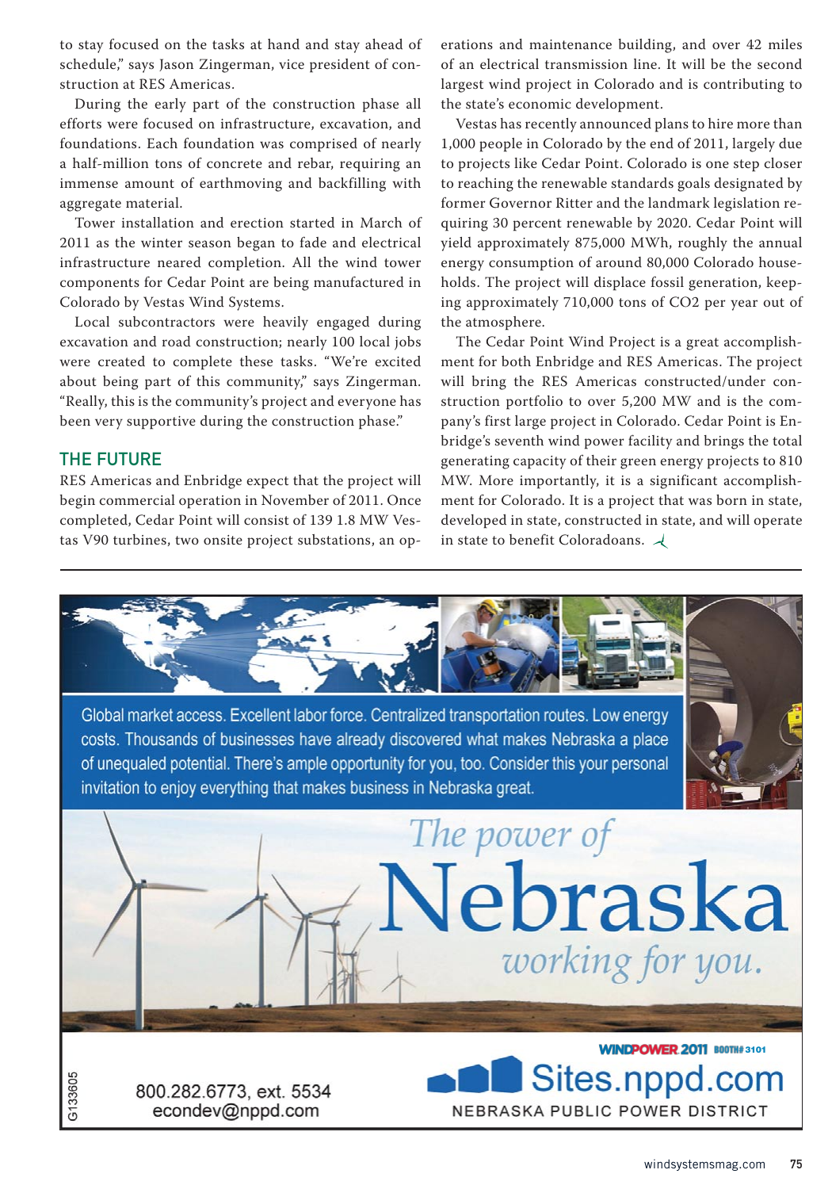to stay focused on the tasks at hand and stay ahead of schedule," says Jason Zingerman, vice president of construction at RES Americas.

During the early part of the construction phase all efforts were focused on infrastructure, excavation, and foundations. Each foundation was comprised of nearly a half-million tons of concrete and rebar, requiring an immense amount of earthmoving and backfilling with aggregate material.

Tower installation and erection started in March of 2011 as the winter season began to fade and electrical infrastructure neared completion. All the wind tower components for Cedar Point are being manufactured in Colorado by Vestas Wind Systems.

Local subcontractors were heavily engaged during excavation and road construction; nearly 100 local jobs were created to complete these tasks. "We're excited about being part of this community," says Zingerman. "Really, this is the community's project and everyone has been very supportive during the construction phase."

## THE FUTURE

RES Americas and Enbridge expect that the project will begin commercial operation in November of 2011. Once completed, Cedar Point will consist of 139 1.8 MW Vestas V90 turbines, two onsite project substations, an operations and maintenance building, and over 42 miles of an electrical transmission line. It will be the second largest wind project in Colorado and is contributing to the state's economic development.

Vestas has recently announced plans to hire more than 1,000 people in Colorado by the end of 2011, largely due to projects like Cedar Point. Colorado is one step closer to reaching the renewable standards goals designated by former Governor Ritter and the landmark legislation requiring 30 percent renewable by 2020. Cedar Point will yield approximately 875,000 MWh, roughly the annual energy consumption of around 80,000 Colorado households. The project will displace fossil generation, keeping approximately 710,000 tons of $CO_2$ per year out of the atmosphere.

The Cedar Point Wind Project is a great accomplishment for both Enbridge and RES Americas. The project will bring the RES Americas constructed/under construction portfolio to over 5,200 MW and is the company's first large project in Colorado. Cedar Point is Enbridge's seventh wind power facility and brings the total generating capacity of their green energy projects to 810 MW. More importantly, it is a significant accomplishment for Colorado. It is a project that was born in state, developed in state, constructed in state, and will operate in state to benefit Coloradoans.

---

Global market access. Excellent labor force. Centralized transportation routes. Low energy costs. Thousands of businesses have already discovered what makes Nebraska a place of unequaled potential. There's ample opportunity for you, too. Consider this your personal invitation to enjoy everything that makes business in Nebraska great.

*The power of* Nebraska *working for you.*

WINDPOWER 2011 BOOTH# 3101

Sites.nppd.com

NEBRASKA PUBLIC POWER DISTRICT

800.282.6773, ext. 5534
econdev@nppd.com

G133605